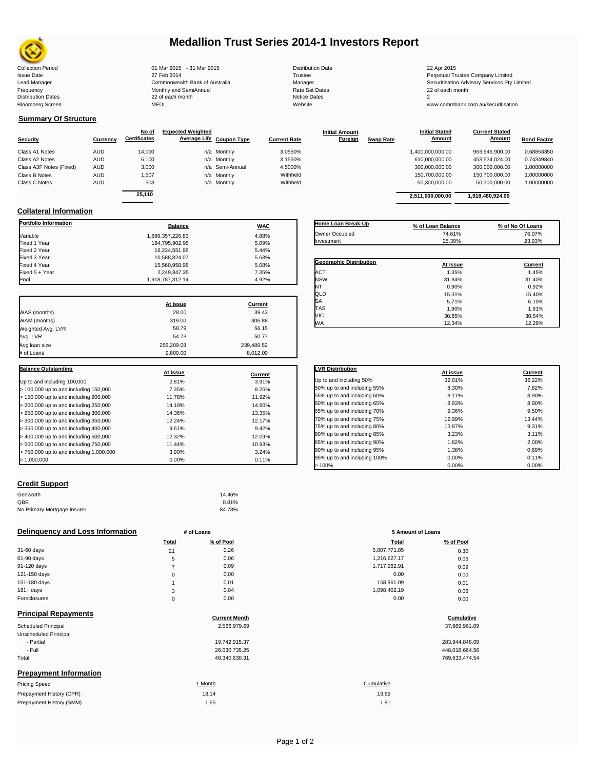# Medallion Trust Series 2014-1 Investors Report

| | | | |
|---|---|---|---|
| Collection Period | 01 Mar 2015 - 31 Mar 2015 | Distribution Date | 22 Apr 2015 |
| Issue Date | 27 Feb 2014 | Trustee | Perpetual Trustee Company Limited |
| Lead Manager | Commonwealth Bank of Australia | Manager | Securitisation Advisory Services Pty Limited |
| Frequency | Monthly and SemiAnnual | Rate Set Dates | 22 of each month |
| Distribution Dates | 22 of each month | Notice Dates | 2 |
| Bloomberg Screen | MEDL | Website | www.commbank.com.au/securitisation |

## Summary Of Structure

| Security | Currency | No of Certificates | Expected Weighted Average Life | Coupon Type | Current Rate | Initial Amount Foreign | Swap Rate | Initial Stated Amount | Current Stated Amount | Bond Factor |
|---|---|---|---|---|---|---|---|---|---|---|
| Class A1 Notes | AUD | 14,000 | n/a | Monthly | 3.0550% | | | 1,400,000,000.00 | 963,946,900.00 | 0.68853350 |
| Class A2 Notes | AUD | 6,100 | n/a | Monthly | 3.1550% | | | 610,000,000.00 | 453,534,024.00 | 0.74349840 |
| Class A3F Notes (Fixed) | AUD | 3,000 | n/a | Semi-Annual | 4.5000% | | | 300,000,000.00 | 300,000,000.00 | 1.00000000 |
| Class B Notes | AUD | 1,507 | n/a | Monthly | Withheld | | | 150,700,000.00 | 150,700,000.00 | 1.00000000 |
| Class C Notes | AUD | 503 | n/a | Monthly | Withheld | | | 50,300,000.00 | 50,300,000.00 | 1.00000000 |
| | | 25,110 | | | | | | 2,511,000,000.00 | 1,918,480,924.00 | |

## Collateral Information

| Portfolio Information | Balance | WAC |
|---|---|---|
| Variable | 1,689,357,226.83 | 4.88% |
| Fixed 1 Year | 184,795,902.95 | 5.09% |
| Fixed 2 Year | 16,234,551.96 | 5.44% |
| Fixed 3 Year | 10,588,824.07 | 5.63% |
| Fixed 4 Year | 15,560,958.98 | 5.08% |
| Fixed 5 + Year | 2,249,847.35 | 7.35% |
| Pool | 1,918,787,312.14 | 4.92% |

| Home Loan Break-Up | % of Loan Balance | % of No Of Loans |
|---|---|---|
| Owner Occupied | 74.61% | 76.07% |
| Investment | 25.39% | 23.93% |

| Geographic Distribution | At Issue | Current |
|---|---|---|
| ACT | 1.35% | 1.45% |
| NSW | 31.84% | 31.40% |
| NT | 0.90% | 0.92% |
| QLD | 15.31% | 15.40% |
| SA | 5.71% | 6.10% |
| TAS | 1.90% | 1.91% |
| VIC | 30.65% | 30.54% |
| WA | 12.34% | 12.29% |

| | At Issue | Current |
|---|---|---|
| WAS (months) | 28.00 | 39.43 |
| WAM (months) | 319.00 | 306.88 |
| Weighted Avg. LVR | 58.79 | 56.15 |
| Avg. LVR | 54.73 | 50.77 |
| Avg loan size | 256,209.08 | 239,489.52 |
| # of Loans | 9,800.00 | 8,012.00 |

| Balance Outstanding | At issue | Current |
|---|---|---|
| Up to and including 100,000 | 2.81% | 3.91% |
| > 100,000 up to and including 150,000 | 7.35% | 8.26% |
| > 150,000 up to and including 200,000 | 11.78% | 11.92% |
| > 200,000 up to and including 250,000 | 14.19% | 14.60% |
| > 250,000 up to and including 300,000 | 14.36% | 13.35% |
| > 300,000 up to and including 350,000 | 12.24% | 12.17% |
| > 350,000 up to and including 400,000 | 9.61% | 9.42% |
| > 400,000 up to and including 500,000 | 12.32% | 12.09% |
| > 500,000 up to and including 750,000 | 11.44% | 10.93% |
| > 750,000 up to and including 1,000,000 | 3.90% | 3.24% |
| > 1,000,000 | 0.00% | 0.11% |

| LVR Distribution | At issue | Current |
|---|---|---|
| Up to and including 50% | 32.01% | 36.22% |
| 50% up to and including 55% | 8.30% | 7.82% |
| 55% up to and including 60% | 8.11% | 8.90% |
| 60% up to and including 65% | 8.93% | 8.90% |
| 65% up to and including 70% | 9.36% | 9.50% |
| 70% up to and including 75% | 12.99% | 13.44% |
| 75% up to and including 80% | 13.87% | 9.31% |
| 80% up to and including 85% | 3.23% | 3.11% |
| 85% up to and including 90% | 1.82% | 2.00% |
| 90% up to and including 95% | 1.38% | 0.69% |
| 95% up to and including 100% | 0.00% | 0.11% |
| > 100% | 0.00% | 0.00% |

## Credit Support

| | |
|---|---|
| Genworth | 14.46% |
| QBE | 0.81% |
| No Primary Mortgage Insurer | 84.73% |

## Delinquency and Loss Information

| | # of Loans Total | # of Loans % of Pool | \$ Amount of Loans Total | \$ Amount of Loans % of Pool |
|---|---|---|---|---|
| 31-60 days | 21 | 0.26 | 5,807,771.85 | 0.30 |
| 61-90 days | 5 | 0.06 | 1,216,627.17 | 0.06 |
| 91-120 days | 7 | 0.09 | 1,717,262.91 | 0.09 |
| 121-150 days | 0 | 0.00 | 0.00 | 0.00 |
| 151-180 days | 1 | 0.01 | 158,861.09 | 0.01 |
| 181+ days | 3 | 0.04 | 1,098,402.19 | 0.06 |
| Foreclosures | 0 | 0.00 | 0.00 | 0.00 |

## Principal Repayments

| | Current Month | Cumulative |
|---|---|---|
| Scheduled Principal | 2,566,979.69 | 37,669,961.89 |
| Unscheduled Principal | | |
| - Partial | 19,742,915.37 | 283,944,848.09 |
| - Full | 26,030,735.25 | 448,018,664.56 |
| Total | 48,340,630.31 | 769,633,474.54 |

## Prepayment Information

| Pricing Speed | 1 Month | Cumulative |
|---|---|---|
| Prepayment History (CPR) | 18.14 | 19.69 |
| Prepayment History (SMM) | 1.65 | 1.81 |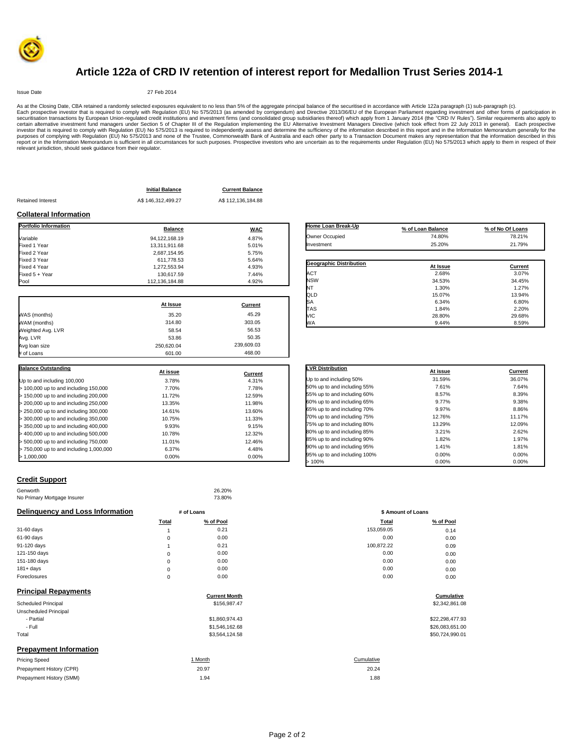# Article 122a of CRD IV retention of interest report for Medallion Trust Series 2014-1

Issue Date 27 Feb 2014

As at the Closing Date, CBA retained a randomly selected exposures equivalent to no less than 5% of the aggregate principal balance of the securitised in accordance with Article 122a paragraph (1) sub-paragraph (c). Each prospective investor that is required to comply with Regulation (EU) No 575/2013 (as amended by corrigendum) and Directive 2013/36/EU of the European Parliament regarding investment and other forms of participation in securitisation transactions by European Union-regulated credit institutions and investment firms (and consolidated group subsidiaries thereof) which apply from 1 January 2014 (the "CRD IV Rules"). Similar requirements also apply to certain alternative investment fund managers under Section 5 of Chapter III of the Regulation implementing the EU Alternative Investment Managers Directive (which took effect from 22 July 2013 in general). Each prospective investor that is required to comply with Regulation (EU) No 575/2013 is required to independently assess and determine the sufficiency of the information described in this report and in the Information Memorandum generally for the purposes of complying with Regulation (EU) No 575/2013 and none of the Trustee, Commonwealth Bank of Australia and each other party to a Transaction Document makes any representation that the information described in this report or in the Information Memorandum is sufficient in all circumstances for such purposes. Prospective investors who are uncertain as to the requirements under Regulation (EU) No 575/2013 which apply to them in respect of their relevant jurisdiction, should seek guidance from their regulator.

| | Initial Balance | Current Balance |
|---|---|---|
| Retained Interest | A$ 146,312,499.27 | A$ 112,136,184.88 |

## Collateral Information

| Portfolio Information | Balance | WAC |
|---|---|---|
| Variable | 94,122,168.19 | 4.87% |
| Fixed 1 Year | 13,311,911.68 | 5.01% |
| Fixed 2 Year | 2,687,154.95 | 5.75% |
| Fixed 3 Year | 611,778.53 | 5.64% |
| Fixed 4 Year | 1,272,553.94 | 4.93% |
| Fixed 5 + Year | 130,617.59 | 7.44% |
| Pool | 112,136,184.88 | 4.92% |

| Home Loan Break-Up | % of Loan Balance | % of No Of Loans |
|---|---|---|
| Owner Occupied | 74.80% | 78.21% |
| Investment | 25.20% | 21.79% |

| Geographic Distribution | At Issue | Current |
|---|---|---|
| ACT | 2.68% | 3.07% |
| NSW | 34.53% | 34.45% |
| NT | 1.30% | 1.27% |
| QLD | 15.07% | 13.94% |
| SA | 6.34% | 6.80% |
| TAS | 1.84% | 2.20% |
| VIC | 28.80% | 29.68% |
| WA | 9.44% | 8.59% |

| | At Issue | Current |
|---|---|---|
| WAS (months) | 35.20 | 45.29 |
| WAM (months) | 314.80 | 303.05 |
| Weighted Avg. LVR | 58.54 | 56.53 |
| Avg. LVR | 53.86 | 50.35 |
| Avg loan size | 250,620.04 | 239,609.03 |
| # of Loans | 601.00 | 468.00 |

| Balance Outstanding | At issue | Current |
|---|---|---|
| Up to and including 100,000 | 3.78% | 4.31% |
| > 100,000 up to and including 150,000 | 7.70% | 7.78% |
| > 150,000 up to and including 200,000 | 11.72% | 12.59% |
| > 200,000 up to and including 250,000 | 13.35% | 11.98% |
| > 250,000 up to and including 300,000 | 14.61% | 13.60% |
| > 300,000 up to and including 350,000 | 10.75% | 11.33% |
| > 350,000 up to and including 400,000 | 9.93% | 9.15% |
| > 400,000 up to and including 500,000 | 10.78% | 12.32% |
| > 500,000 up to and including 750,000 | 11.01% | 12.46% |
| > 750,000 up to and including 1,000,000 | 6.37% | 4.48% |
| > 1,000,000 | 0.00% | 0.00% |

| LVR Distribution | At issue | Current |
|---|---|---|
| Up to and including 50% | 31.59% | 36.07% |
| 50% up to and including 55% | 7.61% | 7.64% |
| 55% up to and including 60% | 8.57% | 8.39% |
| 60% up to and including 65% | 9.77% | 9.38% |
| 65% up to and including 70% | 9.97% | 8.86% |
| 70% up to and including 75% | 12.76% | 11.17% |
| 75% up to and including 80% | 13.29% | 12.09% |
| 80% up to and including 85% | 3.21% | 2.62% |
| 85% up to and including 90% | 1.82% | 1.97% |
| 90% up to and including 95% | 1.41% | 1.81% |
| 95% up to and including 100% | 0.00% | 0.00% |
| > 100% | 0.00% | 0.00% |

## Credit Support

| | |
|---|---|
| Genworth | 26.20% |
| No Primary Mortgage Insurer | 73.80% |

## Delinquency and Loss Information

| | # of Loans | | \$ Amount of Loans | |
|---|---|---|---|---|
| | Total | % of Pool | Total | % of Pool |
| 31-60 days | 1 | 0.21 | 153,059.05 | 0.14 |
| 61-90 days | 0 | 0.00 | 0.00 | 0.00 |
| 91-120 days | 1 | 0.21 | 100,872.22 | 0.09 |
| 121-150 days | 0 | 0.00 | 0.00 | 0.00 |
| 151-180 days | 0 | 0.00 | 0.00 | 0.00 |
| 181+ days | 0 | 0.00 | 0.00 | 0.00 |
| Foreclosures | 0 | 0.00 | 0.00 | 0.00 |

## Principal Repayments

| | Current Month | Cumulative |
|---|---|---|
| Scheduled Principal | $156,987.47 | $2,342,861.08 |
| Unscheduled Principal | | |
| - Partial | $1,860,974.43 | $22,298,477.93 |
| - Full | $1,546,162.68 | $26,083,651.00 |
| Total | $3,564,124.58 | $50,724,990.01 |

## Prepayment Information

| Pricing Speed | 1 Month | Cumulative |
|---|---|---|
| Prepayment History (CPR) | 20.97 | 20.24 |
| Prepayment History (SMM) | 1.94 | 1.88 |